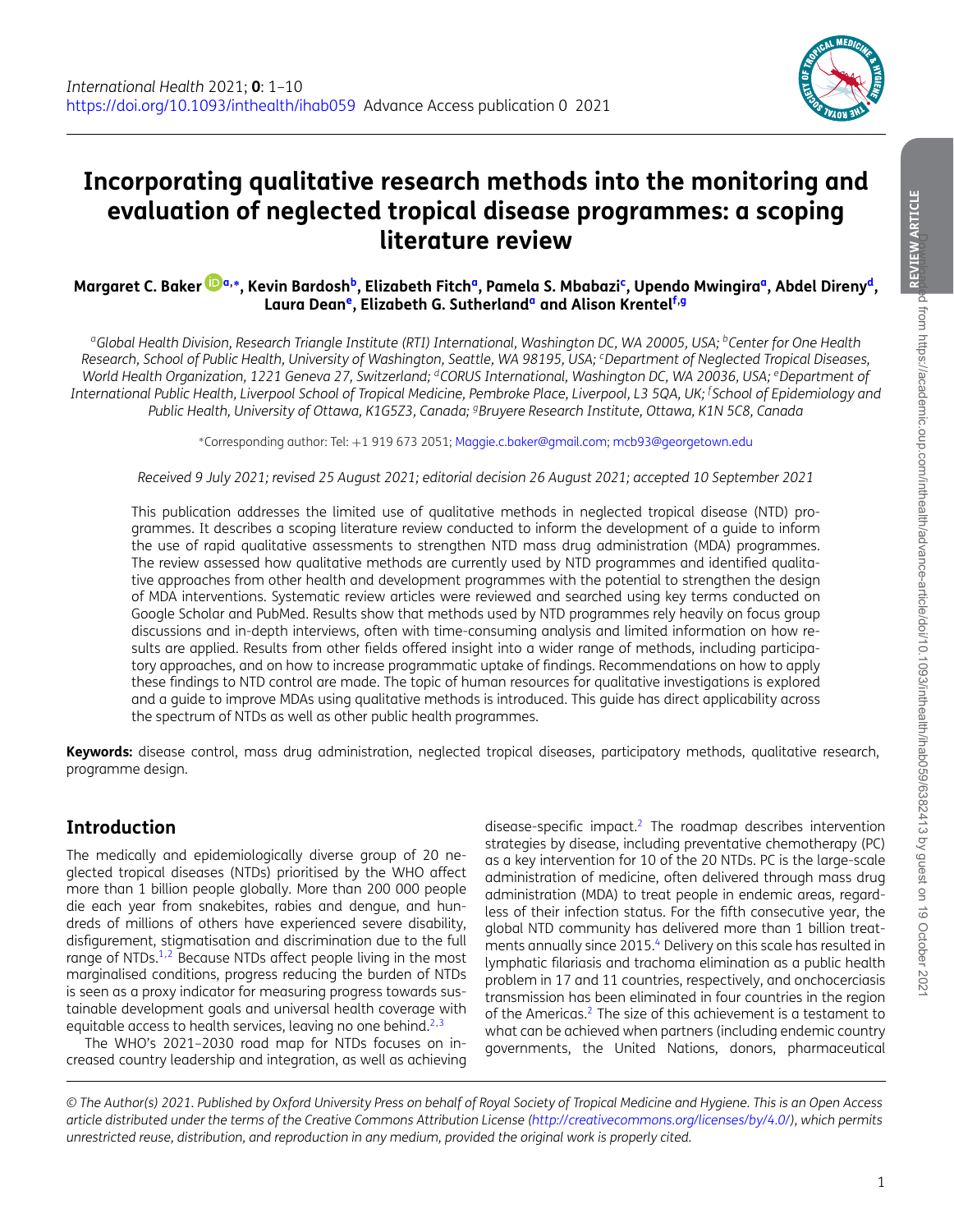# Incorporating qualitative research methods into the monitoring and evaluation of neglected tropical disease programmes: a scoping literature review

**Margaret C. Baker[a,*], Kevin Bardosh[b], Elizabeth Fitch[a], Pamela S. Mbabazi[c], Upendo Mwingira[a], Abdel Direny[d], Laura Dean[e], Elizabeth G. Sutherland[a] and Alison Krentel[f,g]**

*[a]Global Health Division, Research Triangle Institute (RTI) International, Washington DC, WA 20005, USA; [b]Center for One Health Research, School of Public Health, University of Washington, Seattle, WA 98195, USA; [c]Department of Neglected Tropical Diseases, World Health Organization, 1211 Geneva 27, Switzerland; [d]CORUS International, Washington DC, WA 20036, USA; [e]Department of International Public Health, Liverpool School of Tropical Medicine, Pembroke Place, Liverpool, L3 5QA, UK; [f]School of Epidemiology and Public Health, University of Ottawa, K1G5Z3, Canada; [g]Bruyere Research Institute, Ottawa, K1N 5C8, Canada*

*Corresponding author: Tel: +1 919 673 2051; Maggie.c.baker@gmail.com; mcb93@georgetown.edu

*Received 9 July 2021; revised 25 August 2021; editorial decision 26 August 2021; accepted 10 September 2021*

This publication addresses the limited use of qualitative methods in neglected tropical disease (NTD) programmes. It describes a scoping literature review conducted to inform the development of a guide to inform the use of rapid qualitative assessments to strengthen NTD mass drug administration (MDA) programmes. The review assessed how qualitative methods are currently used by NTD programmes and identified qualitative approaches from other health and development programmes with the potential to strengthen the design of MDA interventions. Systematic review articles were reviewed and searched using key terms conducted on Google Scholar and PubMed. Results show that methods used by NTD programmes rely heavily on focus group discussions and in-depth interviews, often with time-consuming analysis and limited information on how results are applied. Results from other fields offered insight into a wider range of methods, including participatory approaches, and on how to increase programmatic uptake of findings. Recommendations on how to apply these findings to NTD control are made. The topic of human resources for qualitative investigations is explored and a guide to improve MDAs using qualitative methods is introduced. This guide has direct applicability across the spectrum of NTDs as well as other public health programmes.

**Keywords:** disease control, mass drug administration, neglected tropical diseases, participatory methods, qualitative research, programme design.

## Introduction

The medically and epidemiologically diverse group of 20 neglected tropical diseases (NTDs) prioritised by the WHO affect more than 1 billion people globally. More than 200 000 people die each year from snakebites, rabies and dengue, and hundreds of millions of others have experienced severe disability, disfigurement, stigmatisation and discrimination due to the full range of NTDs.[1,2] Because NTDs affect people living in the most marginalised conditions, progress reducing the burden of NTDs is seen as a proxy indicator for measuring progress towards sustainable development goals and universal health coverage with equitable access to health services, leaving no one behind.[2,3]

The WHO's 2021–2030 road map for NTDs focuses on increased country leadership and integration, as well as achieving disease-specific impact.[2] The roadmap describes intervention strategies by disease, including preventative chemotherapy (PC) as a key intervention for 10 of the 20 NTDs. PC is the large-scale administration of medicine, often delivered through mass drug administration (MDA) to treat people in endemic areas, regardless of their infection status. For the fifth consecutive year, the global NTD community has delivered more than 1 billion treatments annually since 2015.[4] Delivery on this scale has resulted in lymphatic filariasis and trachoma elimination as a public health problem in 17 and 11 countries, respectively, and onchocerciasis transmission has been eliminated in four countries in the region of the Americas.[2] The size of this achievement is a testament to what can be achieved when partners (including endemic country governments, the United Nations, donors, pharmaceutical

*© The Author(s) 2021. Published by Oxford University Press on behalf of Royal Society of Tropical Medicine and Hygiene. This is an Open Access article distributed under the terms of the Creative Commons Attribution License (http://creativecommons.org/licenses/by/4.0/), which permits unrestricted reuse, distribution, and reproduction in any medium, provided the original work is properly cited.*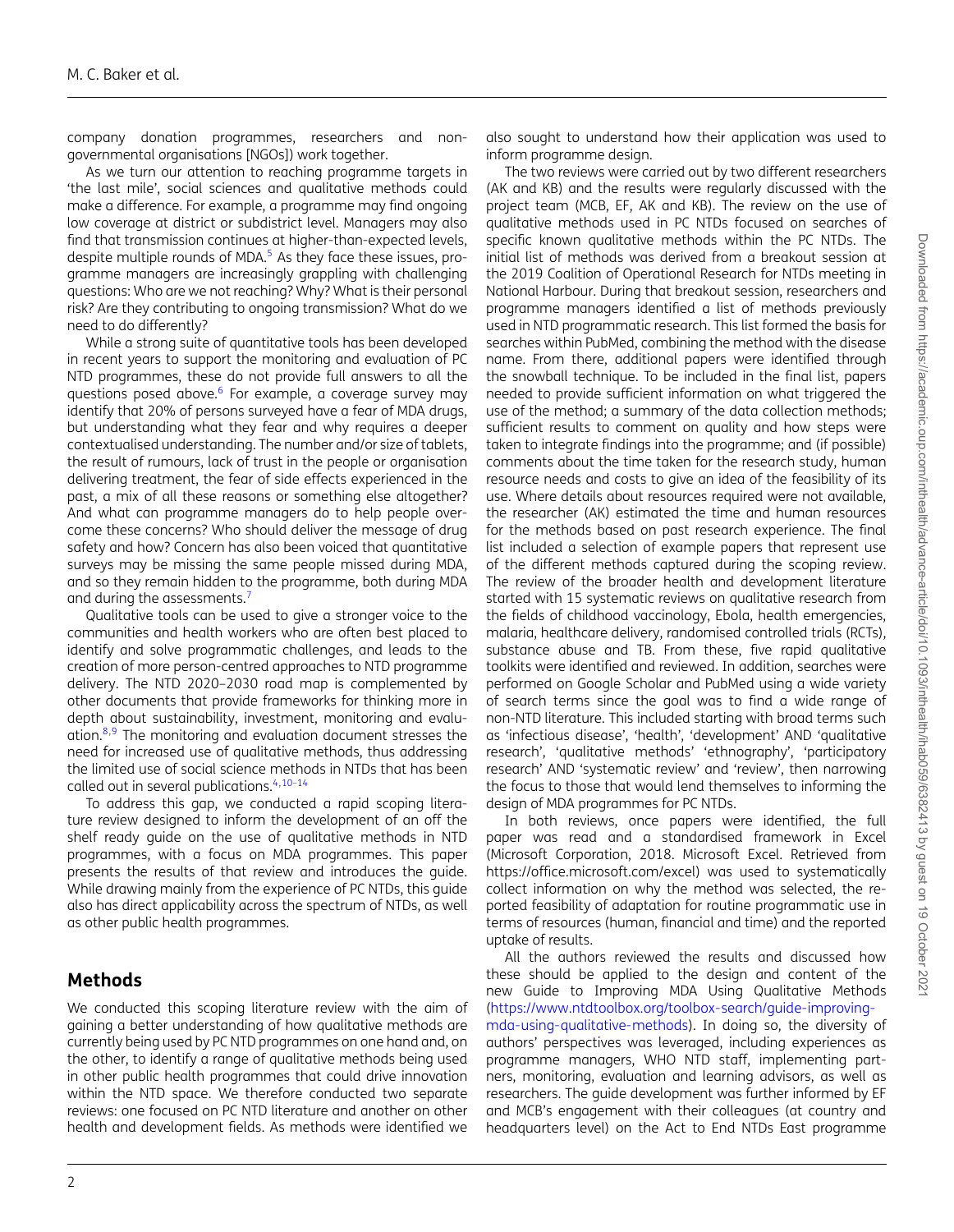company donation programmes, researchers and non-governmental organisations [NGOs]) work together.

As we turn our attention to reaching programme targets in 'the last mile', social sciences and qualitative methods could make a difference. For example, a programme may find ongoing low coverage at district or subdistrict level. Managers may also find that transmission continues at higher-than-expected levels, despite multiple rounds of MDA.[5] As they face these issues, programme managers are increasingly grappling with challenging questions: Who are we not reaching? Why? What is their personal risk? Are they contributing to ongoing transmission? What do we need to do differently?

While a strong suite of quantitative tools has been developed in recent years to support the monitoring and evaluation of PC NTD programmes, these do not provide full answers to all the questions posed above.[6] For example, a coverage survey may identify that 20% of persons surveyed have a fear of MDA drugs, but understanding what they fear and why requires a deeper contextualised understanding. The number and/or size of tablets, the result of rumours, lack of trust in the people or organisation delivering treatment, the fear of side effects experienced in the past, a mix of all these reasons or something else altogether? And what can programme managers do to help people overcome these concerns? Who should deliver the message of drug safety and how? Concern has also been voiced that quantitative surveys may be missing the same people missed during MDA, and so they remain hidden to the programme, both during MDA and during the assessments.[7]

Qualitative tools can be used to give a stronger voice to the communities and health workers who are often best placed to identify and solve programmatic challenges, and leads to the creation of more person-centred approaches to NTD programme delivery. The NTD 2020–2030 road map is complemented by other documents that provide frameworks for thinking more in depth about sustainability, investment, monitoring and evaluation.[8,9] The monitoring and evaluation document stresses the need for increased use of qualitative methods, thus addressing the limited use of social science methods in NTDs that has been called out in several publications.[4,10–14]

To address this gap, we conducted a rapid scoping literature review designed to inform the development of an off the shelf ready guide on the use of qualitative methods in NTD programmes, with a focus on MDA programmes. This paper presents the results of that review and introduces the guide. While drawing mainly from the experience of PC NTDs, this guide also has direct applicability across the spectrum of NTDs, as well as other public health programmes.

## Methods

We conducted this scoping literature review with the aim of gaining a better understanding of how qualitative methods are currently being used by PC NTD programmes on one hand and, on the other, to identify a range of qualitative methods being used in other public health programmes that could drive innovation within the NTD space. We therefore conducted two separate reviews: one focused on PC NTD literature and another on other health and development fields. As methods were identified we also sought to understand how their application was used to inform programme design.

The two reviews were carried out by two different researchers (AK and KB) and the results were regularly discussed with the project team (MCB, EF, AK and KB). The review on the use of qualitative methods used in PC NTDs focused on searches of specific known qualitative methods within the PC NTDs. The initial list of methods was derived from a breakout session at the 2019 Coalition of Operational Research for NTDs meeting in National Harbour. During that breakout session, researchers and programme managers identified a list of methods previously used in NTD programmatic research. This list formed the basis for searches within PubMed, combining the method with the disease name. From there, additional papers were identified through the snowball technique. To be included in the final list, papers needed to provide sufficient information on what triggered the use of the method; a summary of the data collection methods; sufficient results to comment on quality and how steps were taken to integrate findings into the programme; and (if possible) comments about the time taken for the research study, human resource needs and costs to give an idea of the feasibility of its use. Where details about resources required were not available, the researcher (AK) estimated the time and human resources for the methods based on past research experience. The final list included a selection of example papers that represent use of the different methods captured during the scoping review. The review of the broader health and development literature started with 15 systematic reviews on qualitative research from the fields of childhood vaccinology, Ebola, health emergencies, malaria, healthcare delivery, randomised controlled trials (RCTs), substance abuse and TB. From these, five rapid qualitative toolkits were identified and reviewed. In addition, searches were performed on Google Scholar and PubMed using a wide variety of search terms since the goal was to find a wide range of non-NTD literature. This included starting with broad terms such as 'infectious disease', 'health', 'development' AND 'qualitative research', 'qualitative methods' 'ethnography', 'participatory research' AND 'systematic review' and 'review', then narrowing the focus to those that would lend themselves to informing the design of MDA programmes for PC NTDs.

In both reviews, once papers were identified, the full paper was read and a standardised framework in Excel (Microsoft Corporation, 2018. Microsoft Excel. Retrieved from https://office.microsoft.com/excel) was used to systematically collect information on why the method was selected, the reported feasibility of adaptation for routine programmatic use in terms of resources (human, financial and time) and the reported uptake of results.

All the authors reviewed the results and discussed how these should be applied to the design and content of the new Guide to Improving MDA Using Qualitative Methods (https://www.ntdtoolbox.org/toolbox-search/guide-improving-mda-using-qualitative-methods). In doing so, the diversity of authors' perspectives was leveraged, including experiences as programme managers, WHO NTD staff, implementing partners, monitoring, evaluation and learning advisors, as well as researchers. The guide development was further informed by EF and MCB's engagement with their colleagues (at country and headquarters level) on the Act to End NTDs East programme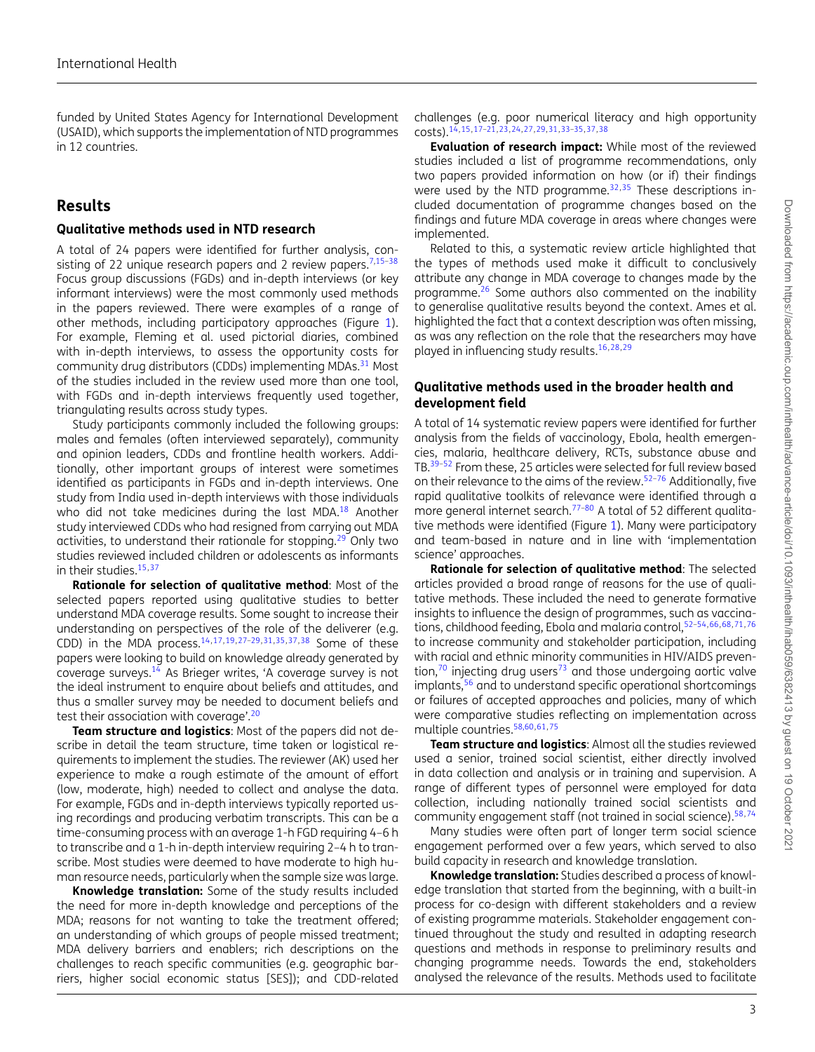funded by United States Agency for International Development (USAID), which supports the implementation of NTD programmes in 12 countries.

## Results

### Qualitative methods used in NTD research

A total of 24 papers were identified for further analysis, consisting of 22 unique research papers and 2 review papers.[7,15–38] Focus group discussions (FGDs) and in-depth interviews (or key informant interviews) were the most commonly used methods in the papers reviewed. There were examples of a range of other methods, including participatory approaches (Figure 1). For example, Fleming et al. used pictorial diaries, combined with in-depth interviews, to assess the opportunity costs for community drug distributors (CDDs) implementing MDAs.[31] Most of the studies included in the review used more than one tool, with FGDs and in-depth interviews frequently used together, triangulating results across study types.

Study participants commonly included the following groups: males and females (often interviewed separately), community and opinion leaders, CDDs and frontline health workers. Additionally, other important groups of interest were sometimes identified as participants in FGDs and in-depth interviews. One study from India used in-depth interviews with those individuals who did not take medicines during the last MDA.[18] Another study interviewed CDDs who had resigned from carrying out MDA activities, to understand their rationale for stopping.[29] Only two studies reviewed included children or adolescents as informants in their studies.[15,37]

**Rationale for selection of qualitative method**: Most of the selected papers reported using qualitative studies to better understand MDA coverage results. Some sought to increase their understanding on perspectives of the role of the deliverer (e.g. CDD) in the MDA process.[14,17,19,27–29,31,35,37,38] Some of these papers were looking to build on knowledge already generated by coverage surveys.[14] As Brieger writes, 'A coverage survey is not the ideal instrument to enquire about beliefs and attitudes, and thus a smaller survey may be needed to document beliefs and test their association with coverage'.[20]

**Team structure and logistics**: Most of the papers did not describe in detail the team structure, time taken or logistical requirements to implement the studies. The reviewer (AK) used her experience to make a rough estimate of the amount of effort (low, moderate, high) needed to collect and analyse the data. For example, FGDs and in-depth interviews typically reported using recordings and producing verbatim transcripts. This can be a time-consuming process with an average 1-h FGD requiring 4–6 h to transcribe and a 1-h in-depth interview requiring 2–4 h to transcribe. Most studies were deemed to have moderate to high human resource needs, particularly when the sample size was large.

**Knowledge translation:** Some of the study results included the need for more in-depth knowledge and perceptions of the MDA; reasons for not wanting to take the treatment offered; an understanding of which groups of people missed treatment; MDA delivery barriers and enablers; rich descriptions on the challenges to reach specific communities (e.g. geographic barriers, higher social economic status [SES]); and CDD-related challenges (e.g. poor numerical literacy and high opportunity costs).[14,15,17–21,23,24,27,29,31,33–35,37,38]

**Evaluation of research impact:** While most of the reviewed studies included a list of programme recommendations, only two papers provided information on how (or if) their findings were used by the NTD programme.[32,35] These descriptions included documentation of programme changes based on the findings and future MDA coverage in areas where changes were implemented.

Related to this, a systematic review article highlighted that the types of methods used make it difficult to conclusively attribute any change in MDA coverage to changes made by the programme.[26] Some authors also commented on the inability to generalise qualitative results beyond the context. Ames et al. highlighted the fact that a context description was often missing, as was any reflection on the role that the researchers may have played in influencing study results.[16,28,29]

### Qualitative methods used in the broader health and development field

A total of 14 systematic review papers were identified for further analysis from the fields of vaccinology, Ebola, health emergencies, malaria, healthcare delivery, RCTs, substance abuse and TB.[39–52] From these, 25 articles were selected for full review based on their relevance to the aims of the review.[52–76] Additionally, five rapid qualitative toolkits of relevance were identified through a more general internet search.[77–80] A total of 52 different qualitative methods were identified (Figure 1). Many were participatory and team-based in nature and in line with 'implementation science' approaches.

**Rationale for selection of qualitative method**: The selected articles provided a broad range of reasons for the use of qualitative methods. These included the need to generate formative insights to influence the design of programmes, such as vaccinations, childhood feeding, Ebola and malaria control,[52–54,66,68,71,76] to increase community and stakeholder participation, including with racial and ethnic minority communities in HIV/AIDS prevention,[70] injecting drug users[73] and those undergoing aortic valve implants,[56] and to understand specific operational shortcomings or failures of accepted approaches and policies, many of which were comparative studies reflecting on implementation across multiple countries.[58,60,61,75]

**Team structure and logistics**: Almost all the studies reviewed used a senior, trained social scientist, either directly involved in data collection and analysis or in training and supervision. A range of different types of personnel were employed for data collection, including nationally trained social scientists and community engagement staff (not trained in social science).[58,74]

Many studies were often part of longer term social science engagement performed over a few years, which served to also build capacity in research and knowledge translation.

**Knowledge translation:** Studies described a process of knowledge translation that started from the beginning, with a built-in process for co-design with different stakeholders and a review of existing programme materials. Stakeholder engagement continued throughout the study and resulted in adapting research questions and methods in response to preliminary results and changing programme needs. Towards the end, stakeholders analysed the relevance of the results. Methods used to facilitate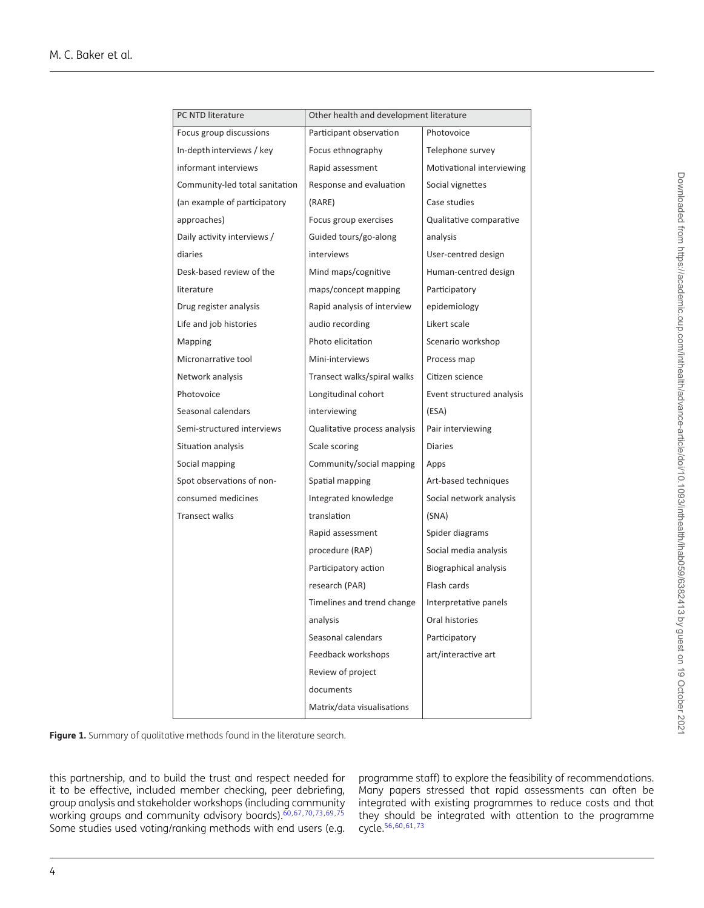| PC NTD literature | Other health and development literature | |
|---|---|---|
| Focus group discussions | Participant observation | Photovoice |
| In-depth interviews / key informant interviews | Focus ethnography | Telephone survey |
| Community-led total sanitation (an example of participatory approaches) | Rapid assessment Response and evaluation (RARE) | Motivational interviewing |
| Daily activity interviews / diaries | Focus group exercises | Social vignettes |
| Desk-based review of the literature | Guided tours/go-along interviews | Case studies |
| Drug register analysis | Mind maps/cognitive maps/concept mapping | Qualitative comparative analysis |
| Life and job histories | Rapid analysis of interview audio recording | User-centred design |
| Mapping | Photo elicitation | Human-centred design |
| Micronarrative tool | Mini-interviews | Participatory epidemiology |
| Network analysis | Transect walks/spiral walks | Likert scale |
| Photovoice | Longitudinal cohort interviewing | Scenario workshop |
| Seasonal calendars | Qualitative process analysis | Process map |
| Semi-structured interviews | Scale scoring | Citizen science |
| Situation analysis | Community/social mapping | Event structured analysis (ESA) |
| Social mapping | Spatial mapping | Pair interviewing |
| Spot observations of non-consumed medicines | Integrated knowledge translation | Diaries |
| Transect walks | Rapid assessment procedure (RAP) | Apps |
| | Participatory action research (PAR) | Art-based techniques |
| | Timelines and trend change analysis | Social network analysis (SNA) |
| | Seasonal calendars | Spider diagrams |
| | Feedback workshops | Social media analysis |
| | Review of project documents | Biographical analysis |
| | Matrix/data visualisations | Flash cards |
| | | Interpretative panels |
| | | Oral histories |
| | | Participatory art/interactive art |

**Figure 1.** Summary of qualitative methods found in the literature search.

this partnership, and to build the trust and respect needed for it to be effective, included member checking, peer debriefing, group analysis and stakeholder workshops (including community working groups and community advisory boards).[60,67,70,73,69,75] Some studies used voting/ranking methods with end users (e.g. programme staff) to explore the feasibility of recommendations. Many papers stressed that rapid assessments can often be integrated with existing programmes to reduce costs and that they should be integrated with attention to the programme cycle.[56,60,61,73]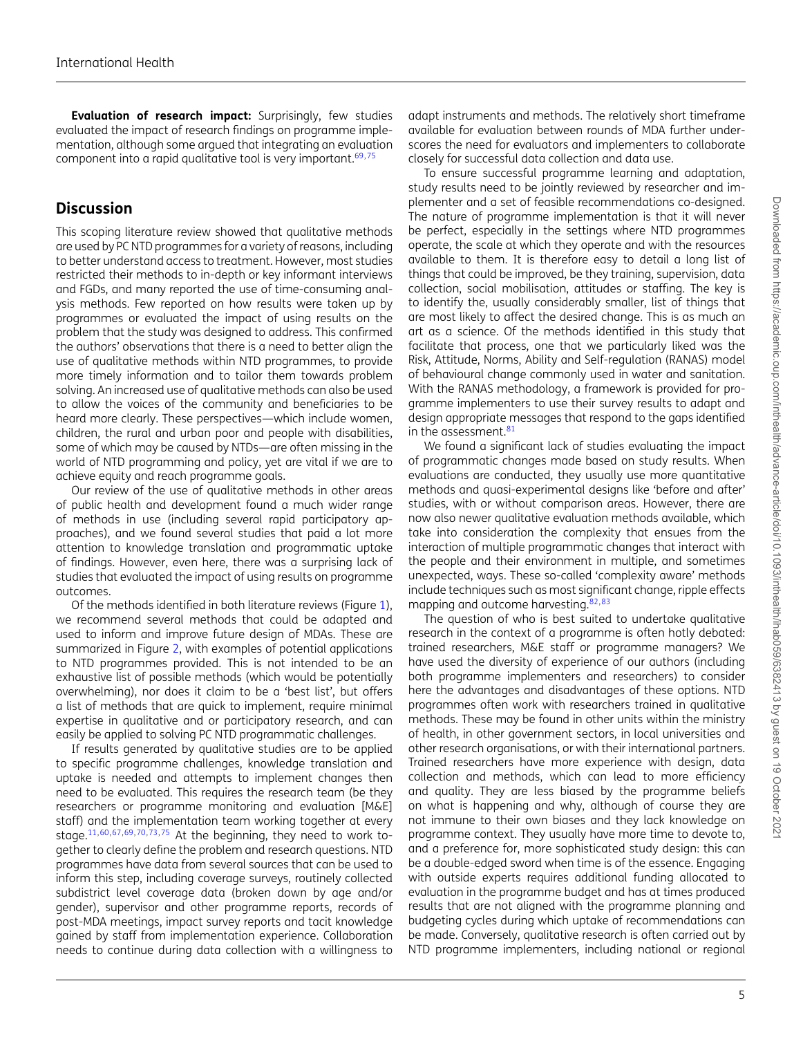**Evaluation of research impact:** Surprisingly, few studies evaluated the impact of research findings on programme implementation, although some argued that integrating an evaluation component into a rapid qualitative tool is very important.[69,75]

## Discussion

This scoping literature review showed that qualitative methods are used by PC NTD programmes for a variety of reasons, including to better understand access to treatment. However, most studies restricted their methods to in-depth or key informant interviews and FGDs, and many reported the use of time-consuming analysis methods. Few reported on how results were taken up by programmes or evaluated the impact of using results on the problem that the study was designed to address. This confirmed the authors' observations that there is a need to better align the use of qualitative methods within NTD programmes, to provide more timely information and to tailor them towards problem solving. An increased use of qualitative methods can also be used to allow the voices of the community and beneficiaries to be heard more clearly. These perspectives—which include women, children, the rural and urban poor and people with disabilities, some of which may be caused by NTDs—are often missing in the world of NTD programming and policy, yet are vital if we are to achieve equity and reach programme goals.

Our review of the use of qualitative methods in other areas of public health and development found a much wider range of methods in use (including several rapid participatory approaches), and we found several studies that paid a lot more attention to knowledge translation and programmatic uptake of findings. However, even here, there was a surprising lack of studies that evaluated the impact of using results on programme outcomes.

Of the methods identified in both literature reviews (Figure 1), we recommend several methods that could be adapted and used to inform and improve future design of MDAs. These are summarized in Figure 2, with examples of potential applications to NTD programmes provided. This is not intended to be an exhaustive list of possible methods (which would be potentially overwhelming), nor does it claim to be a 'best list', but offers a list of methods that are quick to implement, require minimal expertise in qualitative and or participatory research, and can easily be applied to solving PC NTD programmatic challenges.

If results generated by qualitative studies are to be applied to specific programme challenges, knowledge translation and uptake is needed and attempts to implement changes then need to be evaluated. This requires the research team (be they researchers or programme monitoring and evaluation [M&E] staff) and the implementation team working together at every stage.[11,60,67,69,70,73,75] At the beginning, they need to work together to clearly define the problem and research questions. NTD programmes have data from several sources that can be used to inform this step, including coverage surveys, routinely collected subdistrict level coverage data (broken down by age and/or gender), supervisor and other programme reports, records of post-MDA meetings, impact survey reports and tacit knowledge gained by staff from implementation experience. Collaboration needs to continue during data collection with a willingness to adapt instruments and methods. The relatively short timeframe available for evaluation between rounds of MDA further underscores the need for evaluators and implementers to collaborate closely for successful data collection and data use.

To ensure successful programme learning and adaptation, study results need to be jointly reviewed by researcher and implementer and a set of feasible recommendations co-designed. The nature of programme implementation is that it will never be perfect, especially in the settings where NTD programmes operate, the scale at which they operate and with the resources available to them. It is therefore easy to detail a long list of things that could be improved, be they training, supervision, data collection, social mobilisation, attitudes or staffing. The key is to identify the, usually considerably smaller, list of things that are most likely to affect the desired change. This is as much an art as a science. Of the methods identified in this study that facilitate that process, one that we particularly liked was the Risk, Attitude, Norms, Ability and Self-regulation (RANAS) model of behavioural change commonly used in water and sanitation. With the RANAS methodology, a framework is provided for programme implementers to use their survey results to adapt and design appropriate messages that respond to the gaps identified in the assessment.[81]

We found a significant lack of studies evaluating the impact of programmatic changes made based on study results. When evaluations are conducted, they usually use more quantitative methods and quasi-experimental designs like 'before and after' studies, with or without comparison areas. However, there are now also newer qualitative evaluation methods available, which take into consideration the complexity that ensues from the interaction of multiple programmatic changes that interact with the people and their environment in multiple, and sometimes unexpected, ways. These so-called 'complexity aware' methods include techniques such as most significant change, ripple effects mapping and outcome harvesting.[82,83]

The question of who is best suited to undertake qualitative research in the context of a programme is often hotly debated: trained researchers, M&E staff or programme managers? We have used the diversity of experience of our authors (including both programme implementers and researchers) to consider here the advantages and disadvantages of these options. NTD programmes often work with researchers trained in qualitative methods. These may be found in other units within the ministry of health, in other government sectors, in local universities and other research organisations, or with their international partners. Trained researchers have more experience with design, data collection and methods, which can lead to more efficiency and quality. They are less biased by the programme beliefs on what is happening and why, although of course they are not immune to their own biases and they lack knowledge on programme context. They usually have more time to devote to, and a preference for, more sophisticated study design: this can be a double-edged sword when time is of the essence. Engaging with outside experts requires additional funding allocated to evaluation in the programme budget and has at times produced results that are not aligned with the programme planning and budgeting cycles during which uptake of recommendations can be made. Conversely, qualitative research is often carried out by NTD programme implementers, including national or regional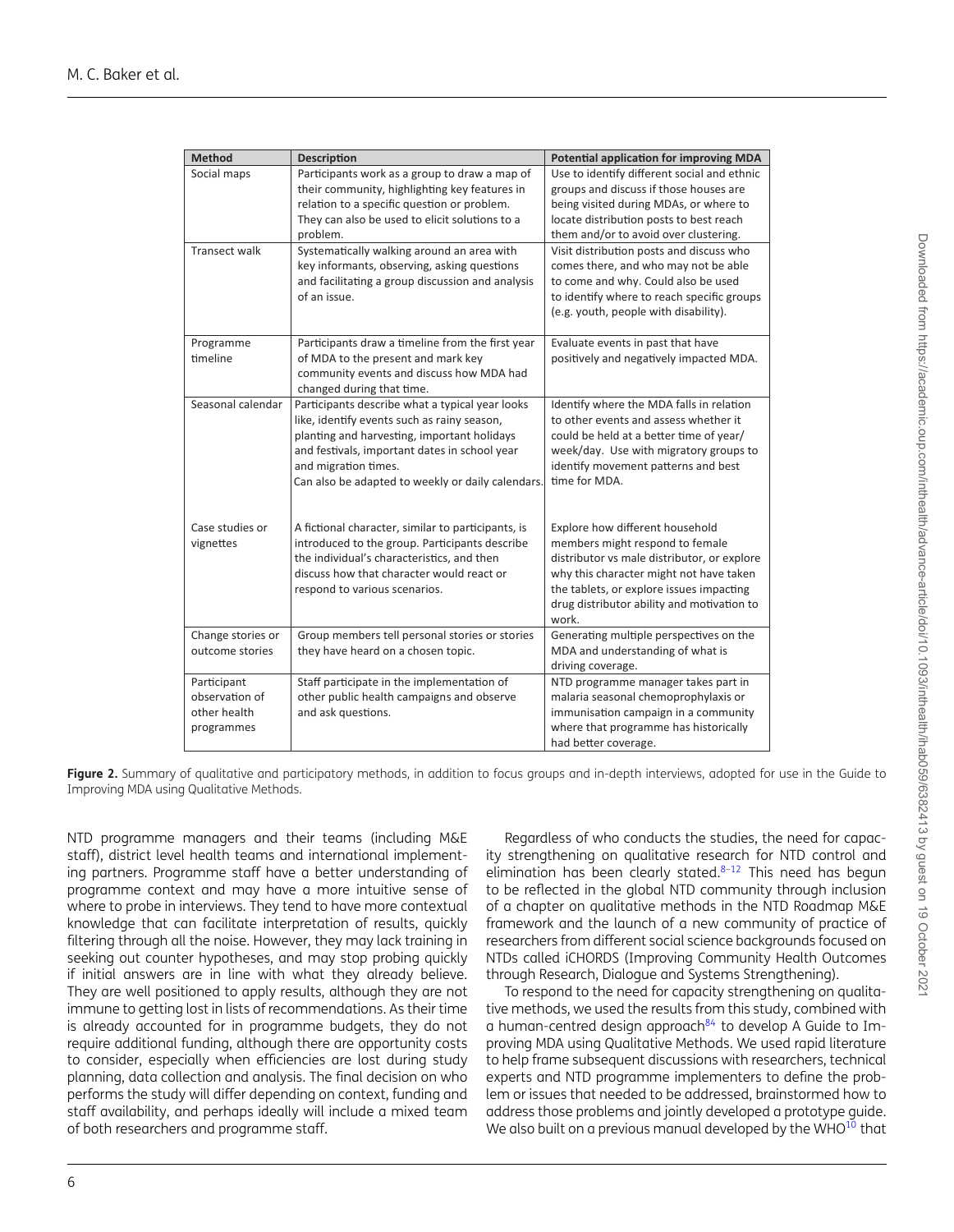| Method | Description | Potential application for improving MDA |
|---|---|---|
| Social maps | Participants work as a group to draw a map of their community, highlighting key features in relation to a specific question or problem. They can also be used to elicit solutions to a problem. | Use to identify different social and ethnic groups and discuss if those houses are being visited during MDAs, or where to locate distribution posts to best reach them and/or to avoid over clustering. |
| Transect walk | Systematically walking around an area with key informants, observing, asking questions and facilitating a group discussion and analysis of an issue. | Visit distribution posts and discuss who comes there, and who may not be able to come and why. Could also be used to identify where to reach specific groups (e.g. youth, people with disability). |
| Programme timeline | Participants draw a timeline from the first year of MDA to the present and mark key community events and discuss how MDA had changed during that time. | Evaluate events in past that have positively and negatively impacted MDA. |
| Seasonal calendar | Participants describe what a typical year looks like, identify events such as rainy season, planting and harvesting, important holidays and festivals, important dates in school year and migration times. Can also be adapted to weekly or daily calendars. | Identify where the MDA falls in relation to other events and assess whether it could be held at a better time of year/ week/day. Use with migratory groups to identify movement patterns and best time for MDA. |
| Case studies or vignettes | A fictional character, similar to participants, is introduced to the group. Participants describe the individual's characteristics, and then discuss how that character would react or respond to various scenarios. | Explore how different household members might respond to female distributor vs male distributor, or explore why this character might not have taken the tablets, or explore issues impacting drug distributor ability and motivation to work. |
| Change stories or outcome stories | Group members tell personal stories or stories they have heard on a chosen topic. | Generating multiple perspectives on the MDA and understanding of what is driving coverage. |
| Participant observation of other health programmes | Staff participate in the implementation of other public health campaigns and observe and ask questions. | NTD programme manager takes part in malaria seasonal chemoprophylaxis or immunisation campaign in a community where that programme has historically had better coverage. |

**Figure 2.** Summary of qualitative and participatory methods, in addition to focus groups and in-depth interviews, adopted for use in the Guide to Improving MDA using Qualitative Methods.

NTD programme managers and their teams (including M&E staff), district level health teams and international implementing partners. Programme staff have a better understanding of programme context and may have a more intuitive sense of where to probe in interviews. They tend to have more contextual knowledge that can facilitate interpretation of results, quickly filtering through all the noise. However, they may lack training in seeking out counter hypotheses, and may stop probing quickly if initial answers are in line with what they already believe. They are well positioned to apply results, although they are not immune to getting lost in lists of recommendations. As their time is already accounted for in programme budgets, they do not require additional funding, although there are opportunity costs to consider, especially when efficiencies are lost during study planning, data collection and analysis. The final decision on who performs the study will differ depending on context, funding and staff availability, and perhaps ideally will include a mixed team of both researchers and programme staff.

Regardless of who conducts the studies, the need for capacity strengthening on qualitative research for NTD control and elimination has been clearly stated.[8–12] This need has begun to be reflected in the global NTD community through inclusion of a chapter on qualitative methods in the NTD Roadmap M&E framework and the launch of a new community of practice of researchers from different social science backgrounds focused on NTDs called iCHORDS (Improving Community Health Outcomes through Research, Dialogue and Systems Strengthening).

To respond to the need for capacity strengthening on qualitative methods, we used the results from this study, combined with a human-centred design approach[84] to develop A Guide to Improving MDA using Qualitative Methods. We used rapid literature to help frame subsequent discussions with researchers, technical experts and NTD programme implementers to define the problem or issues that needed to be addressed, brainstormed how to address those problems and jointly developed a prototype guide. We also built on a previous manual developed by the WHO[10] that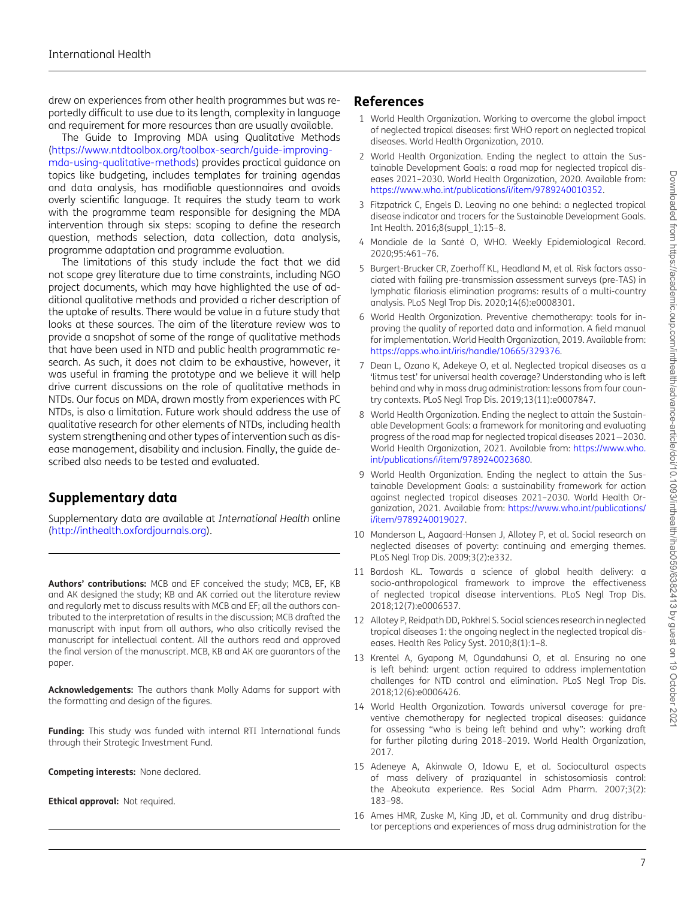drew on experiences from other health programmes but was reportedly difficult to use due to its length, complexity in language and requirement for more resources than are usually available.

The Guide to Improving MDA using Qualitative Methods (https://www.ntdtoolbox.org/toolbox-search/guide-improving-mda-using-qualitative-methods) provides practical guidance on topics like budgeting, includes templates for training agendas and data analysis, has modifiable questionnaires and avoids overly scientific language. It requires the study team to work with the programme team responsible for designing the MDA intervention through six steps: scoping to define the research question, methods selection, data collection, data analysis, programme adaptation and programme evaluation.

The limitations of this study include the fact that we did not scope grey literature due to time constraints, including NGO project documents, which may have highlighted the use of additional qualitative methods and provided a richer description of the uptake of results. There would be value in a future study that looks at these sources. The aim of the literature review was to provide a snapshot of some of the range of qualitative methods that have been used in NTD and public health programmatic research. As such, it does not claim to be exhaustive, however, it was useful in framing the prototype and we believe it will help drive current discussions on the role of qualitative methods in NTDs. Our focus on MDA, drawn mostly from experiences with PC NTDs, is also a limitation. Future work should address the use of qualitative research for other elements of NTDs, including health system strengthening and other types of intervention such as disease management, disability and inclusion. Finally, the guide described also needs to be tested and evaluated.

## Supplementary data

Supplementary data are available at *International Health* online (http://inthealth.oxfordjournals.org).

**Authors' contributions:** MCB and EF conceived the study; MCB, EF, KB and AK designed the study; KB and AK carried out the literature review and regularly met to discuss results with MCB and EF; all the authors contributed to the interpretation of results in the discussion; MCB drafted the manuscript with input from all authors, who also critically revised the manuscript for intellectual content. All the authors read and approved the final version of the manuscript. MCB, KB and AK are guarantors of the paper.

**Acknowledgements:** The authors thank Molly Adams for support with the formatting and design of the figures.

**Funding:** This study was funded with internal RTI International funds through their Strategic Investment Fund.

**Competing interests:** None declared.

**Ethical approval:** Not required.

## References

1. World Health Organization. Working to overcome the global impact of neglected tropical diseases: first WHO report on neglected tropical diseases. World Health Organization, 2010.
2. World Health Organization. Ending the neglect to attain the Sustainable Development Goals: a road map for neglected tropical diseases 2021–2030. World Health Organization, 2020. Available from: https://www.who.int/publications/i/item/9789240010352.
3. Fitzpatrick C, Engels D. Leaving no one behind: a neglected tropical disease indicator and tracers for the Sustainable Development Goals. Int Health. 2016;8(suppl_1):15–8.
4. Mondiale de la Santé O, WHO. Weekly Epidemiological Record. 2020;95:461–76.
5. Burgert-Brucker CR, Zoerhoff KL, Headland M, et al. Risk factors associated with failing pre-transmission assessment surveys (pre-TAS) in lymphatic filariasis elimination programs: results of a multi-country analysis. PLoS Negl Trop Dis. 2020;14(6):e0008301.
6. World Health Organization. Preventive chemotherapy: tools for improving the quality of reported data and information. A field manual for implementation. World Health Organization, 2019. Available from: https://apps.who.int/iris/handle/10665/329376.
7. Dean L, Ozano K, Adekeye O, et al. Neglected tropical diseases as a 'litmus test' for universal health coverage? Understanding who is left behind and why in mass drug administration: lessons from four country contexts. PLoS Negl Trop Dis. 2019;13(11):e0007847.
8. World Health Organization. Ending the neglect to attain the Sustainable Development Goals: a framework for monitoring and evaluating progress of the road map for neglected tropical diseases 2021−2030. World Health Organization, 2021. Available from: https://www.who.int/publications/i/item/9789240023680.
9. World Health Organization. Ending the neglect to attain the Sustainable Development Goals: a sustainability framework for action against neglected tropical diseases 2021–2030. World Health Organization, 2021. Available from: https://www.who.int/publications/i/item/9789240019027.
10. Manderson L, Aagaard-Hansen J, Allotey P, et al. Social research on neglected diseases of poverty: continuing and emerging themes. PLoS Negl Trop Dis. 2009;3(2):e332.
11. Bardosh KL. Towards a science of global health delivery: a socio-anthropological framework to improve the effectiveness of neglected tropical disease interventions. PLoS Negl Trop Dis. 2018;12(7):e0006537.
12. Allotey P, Reidpath DD, Pokhrel S. Social sciences research in neglected tropical diseases 1: the ongoing neglect in the neglected tropical diseases. Health Res Policy Syst. 2010;8(1):1–8.
13. Krentel A, Gyapong M, Ogundahunsi O, et al. Ensuring no one is left behind: urgent action required to address implementation challenges for NTD control and elimination. PLoS Negl Trop Dis. 2018;12(6):e0006426.
14. World Health Organization. Towards universal coverage for preventive chemotherapy for neglected tropical diseases: guidance for assessing "who is being left behind and why": working draft for further piloting during 2018–2019. World Health Organization, 2017.
15. Adeneye A, Akinwale O, Idowu E, et al. Sociocultural aspects of mass delivery of praziquantel in schistosomiasis control: the Abeokuta experience. Res Social Adm Pharm. 2007;3(2):183–98.
16. Ames HMR, Zuske M, King JD, et al. Community and drug distributor perceptions and experiences of mass drug administration for the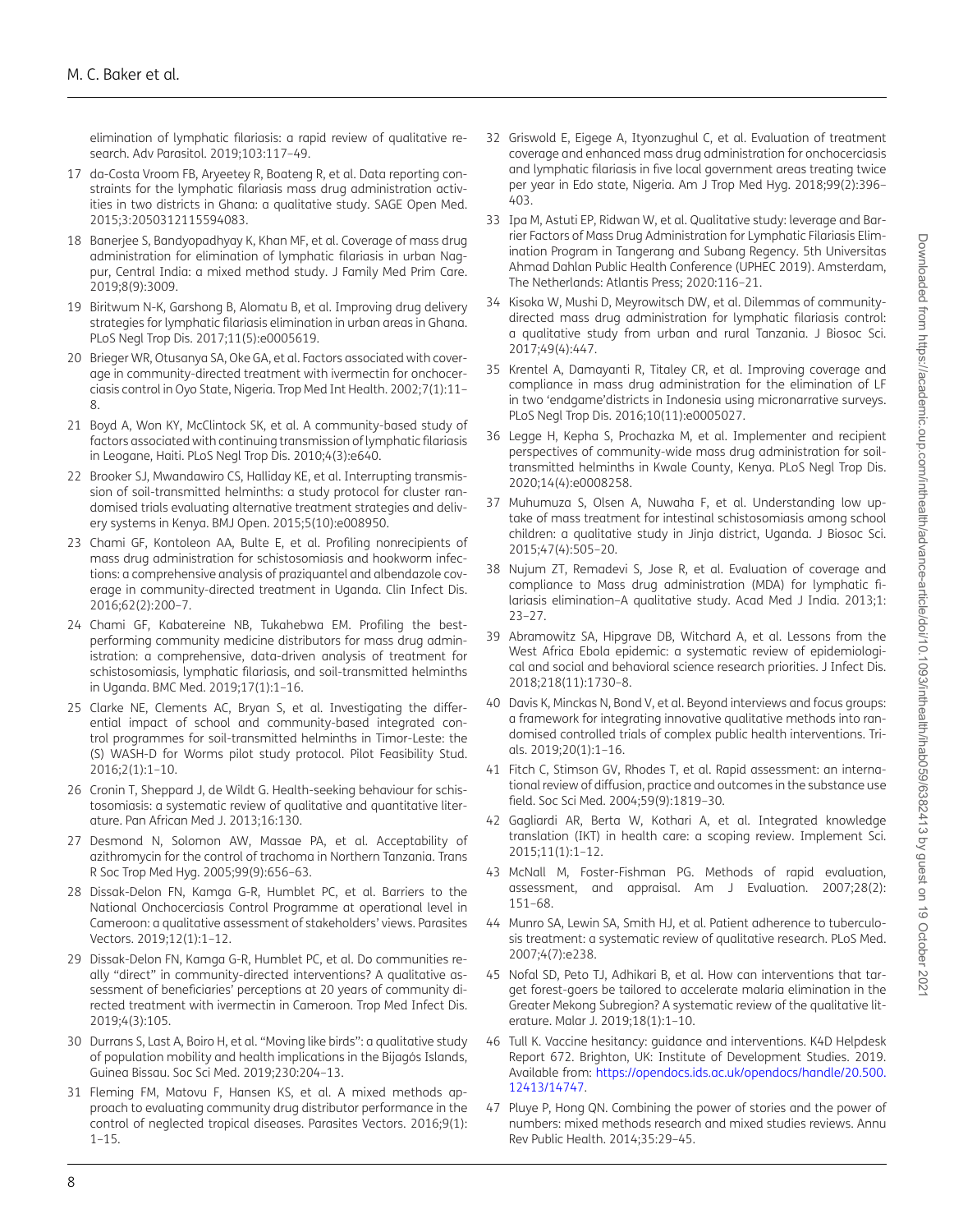elimination of lymphatic filariasis: a rapid review of qualitative research. Adv Parasitol. 2019;103:117–49.

17 da-Costa Vroom FB, Aryeetey R, Boateng R, et al. Data reporting constraints for the lymphatic filariasis mass drug administration activities in two districts in Ghana: a qualitative study. SAGE Open Med. 2015;3:2050312115594083.

18 Banerjee S, Bandyopadhyay K, Khan MF, et al. Coverage of mass drug administration for elimination of lymphatic filariasis in urban Nagpur, Central India: a mixed method study. J Family Med Prim Care. 2019;8(9):3009.

19 Biritwum N-K, Garshong B, Alomatu B, et al. Improving drug delivery strategies for lymphatic filariasis elimination in urban areas in Ghana. PLoS Negl Trop Dis. 2017;11(5):e0005619.

20 Brieger WR, Otusanya SA, Oke GA, et al. Factors associated with coverage in community-directed treatment with ivermectin for onchocerciasis control in Oyo State, Nigeria. Trop Med Int Health. 2002;7(1):11–8.

21 Boyd A, Won KY, McClintock SK, et al. A community-based study of factors associated with continuing transmission of lymphatic filariasis in Leogane, Haiti. PLoS Negl Trop Dis. 2010;4(3):e640.

22 Brooker SJ, Mwandawiro CS, Halliday KE, et al. Interrupting transmission of soil-transmitted helminths: a study protocol for cluster randomised trials evaluating alternative treatment strategies and delivery systems in Kenya. BMJ Open. 2015;5(10):e008950.

23 Chami GF, Kontoleon AA, Bulte E, et al. Profiling nonrecipients of mass drug administration for schistosomiasis and hookworm infections: a comprehensive analysis of praziquantel and albendazole coverage in community-directed treatment in Uganda. Clin Infect Dis. 2016;62(2):200–7.

24 Chami GF, Kabatereine NB, Tukahebwa EM. Profiling the best-performing community medicine distributors for mass drug administration: a comprehensive, data-driven analysis of treatment for schistosomiasis, lymphatic filariasis, and soil-transmitted helminths in Uganda. BMC Med. 2019;17(1):1–16.

25 Clarke NE, Clements AC, Bryan S, et al. Investigating the differential impact of school and community-based integrated control programmes for soil-transmitted helminths in Timor-Leste: the (S) WASH-D for Worms pilot study protocol. Pilot Feasibility Stud. 2016;2(1):1–10.

26 Cronin T, Sheppard J, de Wildt G. Health-seeking behaviour for schistosomiasis: a systematic review of qualitative and quantitative literature. Pan African Med J. 2013;16:130.

27 Desmond N, Solomon AW, Massae PA, et al. Acceptability of azithromycin for the control of trachoma in Northern Tanzania. Trans R Soc Trop Med Hyg. 2005;99(9):656–63.

28 Dissak-Delon FN, Kamga G-R, Humblet PC, et al. Barriers to the National Onchocerciasis Control Programme at operational level in Cameroon: a qualitative assessment of stakeholders' views. Parasites Vectors. 2019;12(1):1–12.

29 Dissak-Delon FN, Kamga G-R, Humblet PC, et al. Do communities really "direct" in community-directed interventions? A qualitative assessment of beneficiaries' perceptions at 20 years of community directed treatment with ivermectin in Cameroon. Trop Med Infect Dis. 2019;4(3):105.

30 Durrans S, Last A, Boiro H, et al. "Moving like birds": a qualitative study of population mobility and health implications in the Bijagós Islands, Guinea Bissau. Soc Sci Med. 2019;230:204–13.

31 Fleming FM, Matovu F, Hansen KS, et al. A mixed methods approach to evaluating community drug distributor performance in the control of neglected tropical diseases. Parasites Vectors. 2016;9(1):1–15.

32 Griswold E, Eigege A, Ityonzughul C, et al. Evaluation of treatment coverage and enhanced mass drug administration for onchocerciasis and lymphatic filariasis in five local government areas treating twice per year in Edo state, Nigeria. Am J Trop Med Hyg. 2018;99(2):396–403.

33 Ipa M, Astuti EP, Ridwan W, et al. Qualitative study: leverage and Barrier Factors of Mass Drug Administration for Lymphatic Filariasis Elimination Program in Tangerang and Subang Regency. 5th Universitas Ahmad Dahlan Public Health Conference (UPHEC 2019). Amsterdam, The Netherlands: Atlantis Press; 2020:116–21.

34 Kisoka W, Mushi D, Meyrowitsch DW, et al. Dilemmas of community-directed mass drug administration for lymphatic filariasis control: a qualitative study from urban and rural Tanzania. J Biosoc Sci. 2017;49(4):447.

35 Krentel A, Damayanti R, Titaley CR, et al. Improving coverage and compliance in mass drug administration for the elimination of LF in two 'endgame'districts in Indonesia using micronarrative surveys. PLoS Negl Trop Dis. 2016;10(11):e0005027.

36 Legge H, Kepha S, Prochazka M, et al. Implementer and recipient perspectives of community-wide mass drug administration for soil-transmitted helminths in Kwale County, Kenya. PLoS Negl Trop Dis. 2020;14(4):e0008258.

37 Muhumuza S, Olsen A, Nuwaha F, et al. Understanding low uptake of mass treatment for intestinal schistosomiasis among school children: a qualitative study in Jinja district, Uganda. J Biosoc Sci. 2015;47(4):505–20.

38 Nujum ZT, Remadevi S, Jose R, et al. Evaluation of coverage and compliance to Mass drug administration (MDA) for lymphatic filariasis elimination–A qualitative study. Acad Med J India. 2013;1:23–27.

39 Abramowitz SA, Hipgrave DB, Witchard A, et al. Lessons from the West Africa Ebola epidemic: a systematic review of epidemiological and social and behavioral science research priorities. J Infect Dis. 2018;218(11):1730–8.

40 Davis K, Minckas N, Bond V, et al. Beyond interviews and focus groups: a framework for integrating innovative qualitative methods into randomised controlled trials of complex public health interventions. Trials. 2019;20(1):1–16.

41 Fitch C, Stimson GV, Rhodes T, et al. Rapid assessment: an international review of diffusion, practice and outcomes in the substance use field. Soc Sci Med. 2004;59(9):1819–30.

42 Gagliardi AR, Berta W, Kothari A, et al. Integrated knowledge translation (IKT) in health care: a scoping review. Implement Sci. 2015;11(1):1–12.

43 McNall M, Foster-Fishman PG. Methods of rapid evaluation, assessment, and appraisal. Am J Evaluation. 2007;28(2):151–68.

44 Munro SA, Lewin SA, Smith HJ, et al. Patient adherence to tuberculosis treatment: a systematic review of qualitative research. PLoS Med. 2007;4(7):e238.

45 Nofal SD, Peto TJ, Adhikari B, et al. How can interventions that target forest-goers be tailored to accelerate malaria elimination in the Greater Mekong Subregion? A systematic review of the qualitative literature. Malar J. 2019;18(1):1–10.

46 Tull K. Vaccine hesitancy: guidance and interventions. K4D Helpdesk Report 672. Brighton, UK: Institute of Development Studies. 2019. Available from: https://opendocs.ids.ac.uk/opendocs/handle/20.500.12413/14747.

47 Pluye P, Hong QN. Combining the power of stories and the power of numbers: mixed methods research and mixed studies reviews. Annu Rev Public Health. 2014;35:29–45.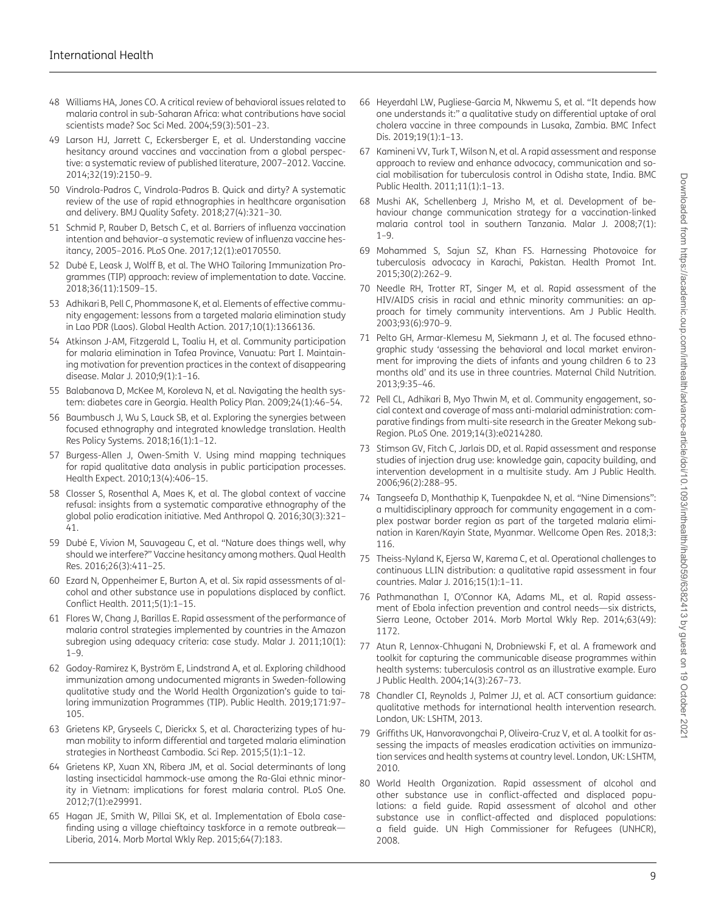48 Williams HA, Jones CO. A critical review of behavioral issues related to malaria control in sub-Saharan Africa: what contributions have social scientists made? Soc Sci Med. 2004;59(3):501–23.

49 Larson HJ, Jarrett C, Eckersberger E, et al. Understanding vaccine hesitancy around vaccines and vaccination from a global perspective: a systematic review of published literature, 2007–2012. Vaccine. 2014;32(19):2150–9.

50 Vindrola-Padros C, Vindrola-Padros B. Quick and dirty? A systematic review of the use of rapid ethnographies in healthcare organisation and delivery. BMJ Quality Safety. 2018;27(4):321–30.

51 Schmid P, Rauber D, Betsch C, et al. Barriers of influenza vaccination intention and behavior–a systematic review of influenza vaccine hesitancy, 2005–2016. PLoS One. 2017;12(1):e0170550.

52 Dubé E, Leask J, Wolff B, et al. The WHO Tailoring Immunization Programmes (TIP) approach: review of implementation to date. Vaccine. 2018;36(11):1509–15.

53 Adhikari B, Pell C, Phommasone K, et al. Elements of effective community engagement: lessons from a targeted malaria elimination study in Lao PDR (Laos). Global Health Action. 2017;10(1):1366136.

54 Atkinson J-AM, Fitzgerald L, Toaliu H, et al. Community participation for malaria elimination in Tafea Province, Vanuatu: Part I. Maintaining motivation for prevention practices in the context of disappearing disease. Malar J. 2010;9(1):1–16.

55 Balabanova D, McKee M, Koroleva N, et al. Navigating the health system: diabetes care in Georgia. Health Policy Plan. 2009;24(1):46–54.

56 Baumbusch J, Wu S, Lauck SB, et al. Exploring the synergies between focused ethnography and integrated knowledge translation. Health Res Policy Systems. 2018;16(1):1–12.

57 Burgess-Allen J, Owen-Smith V. Using mind mapping techniques for rapid qualitative data analysis in public participation processes. Health Expect. 2010;13(4):406–15.

58 Closser S, Rosenthal A, Maes K, et al. The global context of vaccine refusal: insights from a systematic comparative ethnography of the global polio eradication initiative. Med Anthropol Q. 2016;30(3):321–41.

59 Dubé E, Vivion M, Sauvageau C, et al. "Nature does things well, why should we interfere?" Vaccine hesitancy among mothers. Qual Health Res. 2016;26(3):411–25.

60 Ezard N, Oppenheimer E, Burton A, et al. Six rapid assessments of alcohol and other substance use in populations displaced by conflict. Conflict Health. 2011;5(1):1–15.

61 Flores W, Chang J, Barillas E. Rapid assessment of the performance of malaria control strategies implemented by countries in the Amazon subregion using adequacy criteria: case study. Malar J. 2011;10(1):1–9.

62 Godoy-Ramirez K, Byström E, Lindstrand A, et al. Exploring childhood immunization among undocumented migrants in Sweden-following qualitative study and the World Health Organization's guide to tailoring immunization Programmes (TIP). Public Health. 2019;171:97–105.

63 Grietens KP, Gryseels C, Dierickx S, et al. Characterizing types of human mobility to inform differential and targeted malaria elimination strategies in Northeast Cambodia. Sci Rep. 2015;5(1):1–12.

64 Grietens KP, Xuan XN, Ribera JM, et al. Social determinants of long lasting insecticidal hammock-use among the Ra-Glai ethnic minority in Vietnam: implications for forest malaria control. PLoS One. 2012;7(1):e29991.

65 Hagan JE, Smith W, Pillai SK, et al. Implementation of Ebola case-finding using a village chieftaincy taskforce in a remote outbreak—Liberia, 2014. Morb Mortal Wkly Rep. 2015;64(7):183.

66 Heyerdahl LW, Pugliese-Garcia M, Nkwemu S, et al. "It depends how one understands it:" a qualitative study on differential uptake of oral cholera vaccine in three compounds in Lusaka, Zambia. BMC Infect Dis. 2019;19(1):1–13.

67 Kamineni VV, Turk T, Wilson N, et al. A rapid assessment and response approach to review and enhance advocacy, communication and social mobilisation for tuberculosis control in Odisha state, India. BMC Public Health. 2011;11(1):1–13.

68 Mushi AK, Schellenberg J, Mrisho M, et al. Development of behaviour change communication strategy for a vaccination-linked malaria control tool in southern Tanzania. Malar J. 2008;7(1):1–9.

69 Mohammed S, Sajun SZ, Khan FS. Harnessing Photovoice for tuberculosis advocacy in Karachi, Pakistan. Health Promot Int. 2015;30(2):262–9.

70 Needle RH, Trotter RT, Singer M, et al. Rapid assessment of the HIV/AIDS crisis in racial and ethnic minority communities: an approach for timely community interventions. Am J Public Health. 2003;93(6):970–9.

71 Pelto GH, Armar-Klemesu M, Siekmann J, et al. The focused ethnographic study 'assessing the behavioral and local market environment for improving the diets of infants and young children 6 to 23 months old' and its use in three countries. Maternal Child Nutrition. 2013;9:35–46.

72 Pell CL, Adhikari B, Myo Thwin M, et al. Community engagement, social context and coverage of mass anti-malarial administration: comparative findings from multi-site research in the Greater Mekong sub-Region. PLoS One. 2019;14(3):e0214280.

73 Stimson GV, Fitch C, Jarlais DD, et al. Rapid assessment and response studies of injection drug use: knowledge gain, capacity building, and intervention development in a multisite study. Am J Public Health. 2006;96(2):288–95.

74 Tangseefa D, Monthathip K, Tuenpakdee N, et al. "Nine Dimensions": a multidisciplinary approach for community engagement in a complex postwar border region as part of the targeted malaria elimination in Karen/Kayin State, Myanmar. Wellcome Open Res. 2018;3:116.

75 Theiss-Nyland K, Ejersa W, Karema C, et al. Operational challenges to continuous LLIN distribution: a qualitative rapid assessment in four countries. Malar J. 2016;15(1):1–11.

76 Pathmanathan I, O'Connor KA, Adams ML, et al. Rapid assessment of Ebola infection prevention and control needs—six districts, Sierra Leone, October 2014. Morb Mortal Wkly Rep. 2014;63(49):1172.

77 Atun R, Lennox-Chhugani N, Drobniewski F, et al. A framework and toolkit for capturing the communicable disease programmes within health systems: tuberculosis control as an illustrative example. Euro J Public Health. 2004;14(3):267–73.

78 Chandler CI, Reynolds J, Palmer JJ, et al. ACT consortium guidance: qualitative methods for international health intervention research. London, UK: LSHTM, 2013.

79 Griffiths UK, Hanvoravongchai P, Oliveira-Cruz V, et al. A toolkit for assessing the impacts of measles eradication activities on immunization services and health systems at country level. London, UK: LSHTM, 2010.

80 World Health Organization. Rapid assessment of alcohol and other substance use in conflict-affected and displaced populations: a field guide. Rapid assessment of alcohol and other substance use in conflict-affected and displaced populations: a field guide. UN High Commissioner for Refugees (UNHCR), 2008.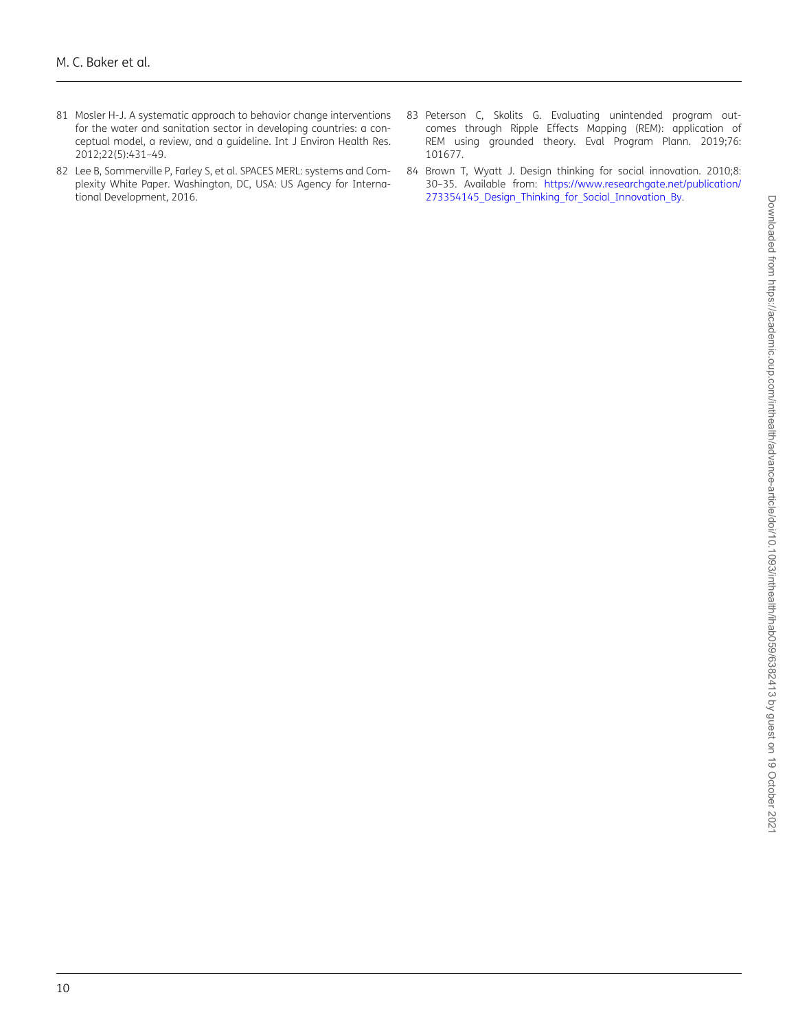81 Mosler H-J. A systematic approach to behavior change interventions for the water and sanitation sector in developing countries: a conceptual model, a review, and a guideline. Int J Environ Health Res. 2012;22(5):431–49.

82 Lee B, Sommerville P, Farley S, et al. SPACES MERL: systems and Complexity White Paper. Washington, DC, USA: US Agency for International Development, 2016.

83 Peterson C, Skolits G. Evaluating unintended program outcomes through Ripple Effects Mapping (REM): application of REM using grounded theory. Eval Program Plann. 2019;76:101677.

84 Brown T, Wyatt J. Design thinking for social innovation. 2010;8:30–35. Available from: https://www.researchgate.net/publication/273354145_Design_Thinking_for_Social_Innovation_By.